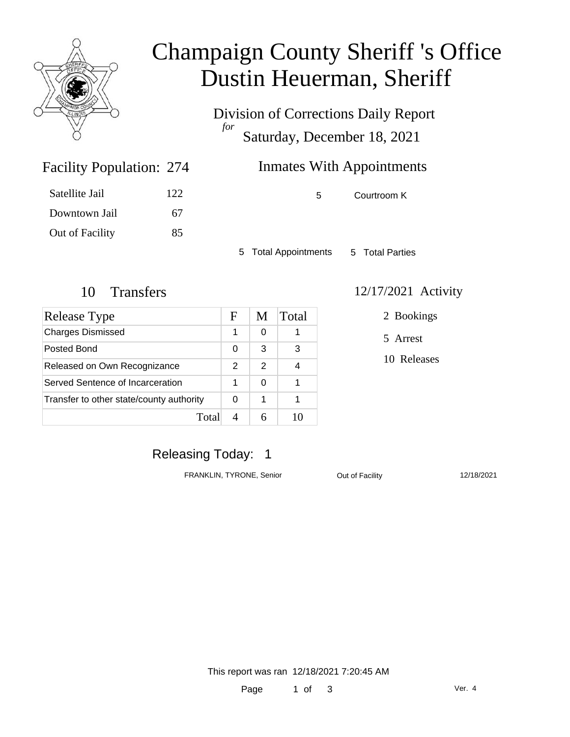# Champaign County Sheriff 's Office
# Dustin Heuerman, Sheriff

Division of Corrections Daily Report
*for*
Saturday, December 18, 2021

## Facility Population: 274

| | |
|---|---|
| Satellite Jail | 122 |
| Downtown Jail | 67 |
| Out of Facility | 85 |

## Inmates With Appointments

| | |
|---|---|
| 5 | Courtroom K |

5 Total Appointments    5 Total Parties

## 10 Transfers

| Release Type | F | M | Total |
|---|---|---|---|
| Charges Dismissed | 1 | 0 | 1 |
| Posted Bond | 0 | 3 | 3 |
| Released on Own Recognizance | 2 | 2 | 4 |
| Served Sentence of Incarceration | 1 | 0 | 1 |
| Transfer to other state/county authority | 0 | 1 | 1 |
| Total | 4 | 6 | 10 |

## 12/17/2021 Activity

2 Bookings

5 Arrest

10 Releases

## Releasing Today: 1

| | | |
|---|---|---|
| FRANKLIN, TYRONE, Senior | Out of Facility | 12/18/2021 |

This report was ran 12/18/2021 7:20:45 AM

Ver. 4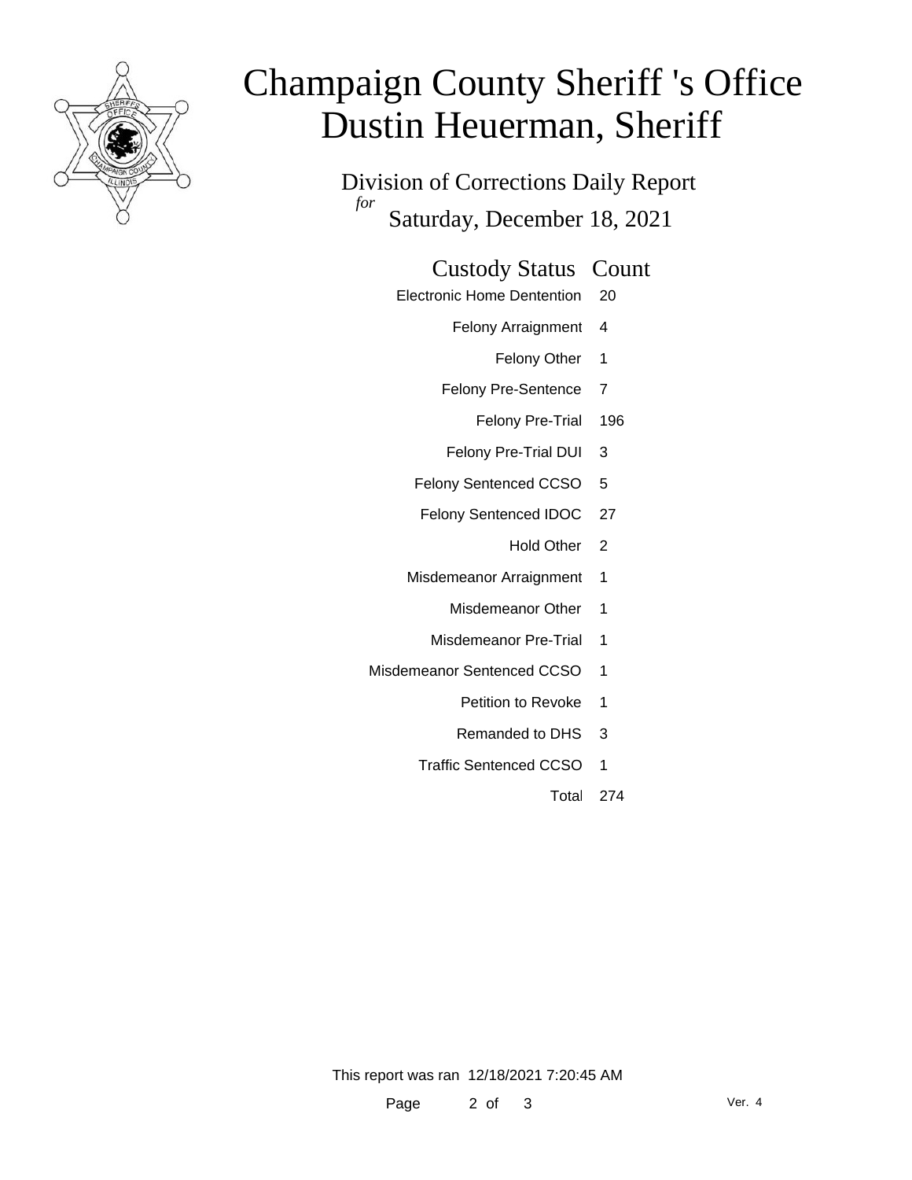# Champaign County Sheriff 's Office
# Dustin Heuerman, Sheriff

## Division of Corrections Daily Report
*for*
## Saturday, December 18, 2021

| Custody Status | Count |
|---|---|
| Electronic Home Dentention | 20 |
| Felony Arraignment | 4 |
| Felony Other | 1 |
| Felony Pre-Sentence | 7 |
| Felony Pre-Trial | 196 |
| Felony Pre-Trial DUI | 3 |
| Felony Sentenced CCSO | 5 |
| Felony Sentenced IDOC | 27 |
| Hold Other | 2 |
| Misdemeanor Arraignment | 1 |
| Misdemeanor Other | 1 |
| Misdemeanor Pre-Trial | 1 |
| Misdemeanor Sentenced CCSO | 1 |
| Petition to Revoke | 1 |
| Remanded to DHS | 3 |
| Traffic Sentenced CCSO | 1 |
| Total | 274 |

This report was ran 12/18/2021 7:20:45 AM

Ver. 4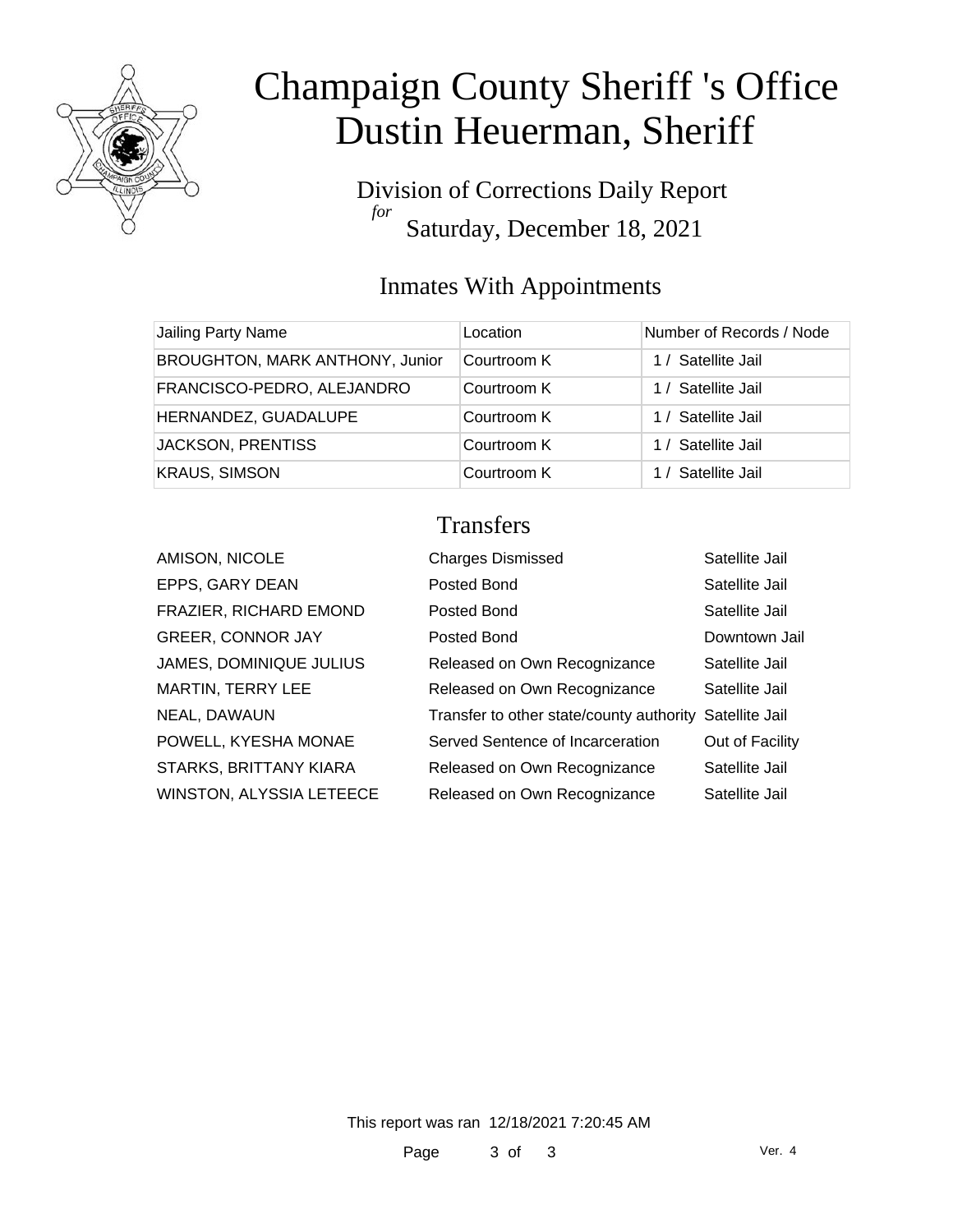# Champaign County Sheriff 's Office
# Dustin Heuerman, Sheriff

Division of Corrections Daily Report
*for*
Saturday, December 18, 2021

## Inmates With Appointments

| Jailing Party Name | Location | Number of Records / Node |
|---|---|---|
| BROUGHTON, MARK ANTHONY, Junior | Courtroom K | 1 / Satellite Jail |
| FRANCISCO-PEDRO, ALEJANDRO | Courtroom K | 1 / Satellite Jail |
| HERNANDEZ, GUADALUPE | Courtroom K | 1 / Satellite Jail |
| JACKSON, PRENTISS | Courtroom K | 1 / Satellite Jail |
| KRAUS, SIMSON | Courtroom K | 1 / Satellite Jail |

## Transfers

| | | |
|---|---|---|
| AMISON, NICOLE | Charges Dismissed | Satellite Jail |
| EPPS, GARY DEAN | Posted Bond | Satellite Jail |
| FRAZIER, RICHARD EMOND | Posted Bond | Satellite Jail |
| GREER, CONNOR JAY | Posted Bond | Downtown Jail |
| JAMES, DOMINIQUE JULIUS | Released on Own Recognizance | Satellite Jail |
| MARTIN, TERRY LEE | Released on Own Recognizance | Satellite Jail |
| NEAL, DAWAUN | Transfer to other state/county authority | Satellite Jail |
| POWELL, KYESHA MONAE | Served Sentence of Incarceration | Out of Facility |
| STARKS, BRITTANY KIARA | Released on Own Recognizance | Satellite Jail |
| WINSTON, ALYSSIA LETEECE | Released on Own Recognizance | Satellite Jail |

This report was ran 12/18/2021 7:20:45 AM

Ver. 4